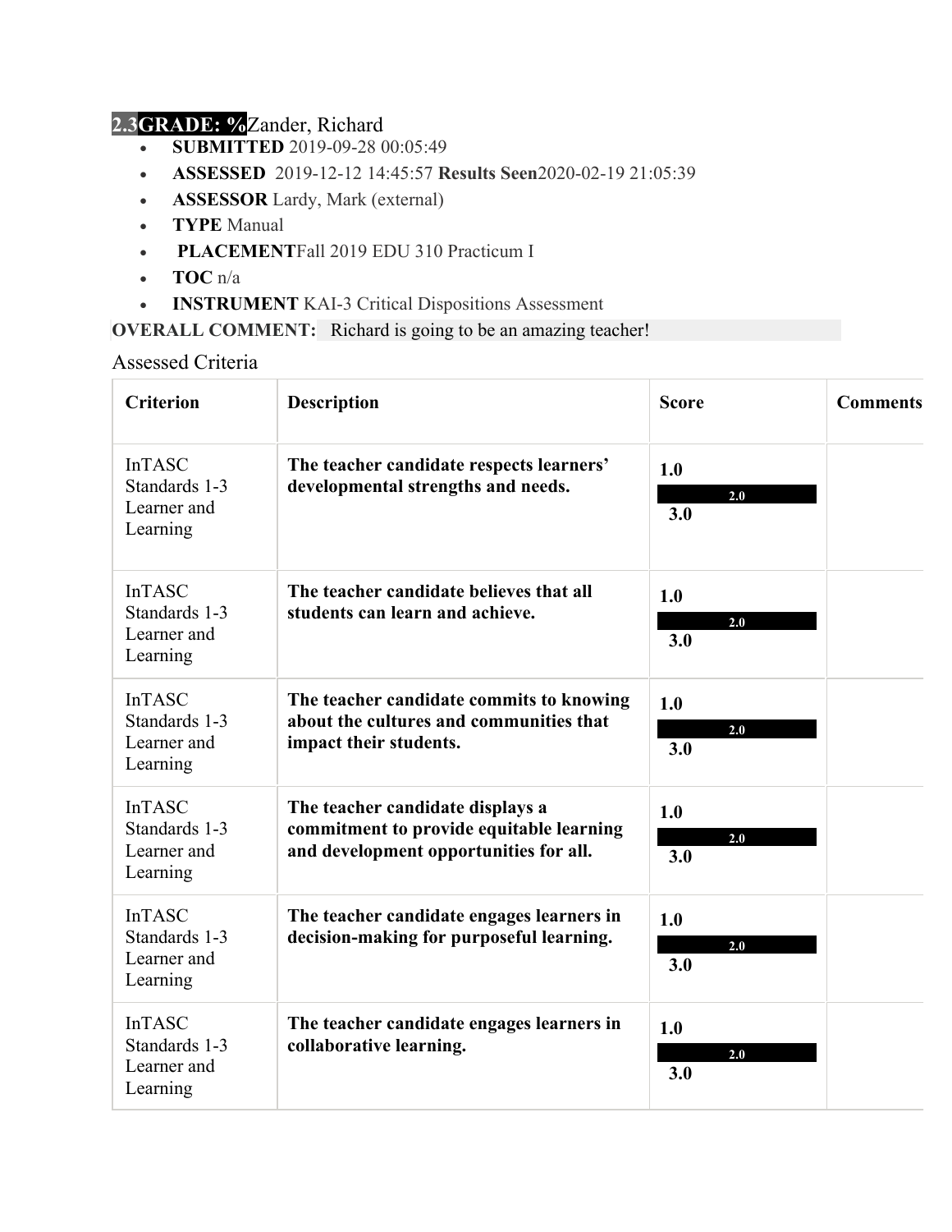**2.3GRADE: %**Zander, Richard

- **SUBMITTED** 2019-09-28 00:05:49
- **ASSESSED** 2019-12-12 14:45:57 **Results Seen**2020-02-19 21:05:39
- **ASSESSOR** Lardy, Mark (external)
- **TYPE** Manual
- **PLACEMENT**Fall 2019 EDU 310 Practicum I
- **TOC** n/a
- **INSTRUMENT** KAI-3 Critical Dispositions Assessment

**OVERALL COMMENT:** Richard is going to be an amazing teacher!

Assessed Criteria

| Criterion | Description | Score | Comments |
|---|---|---|---|
| InTASC Standards 1-3 Learner and Learning | **The teacher candidate respects learners' developmental strengths and needs.** | **1.0** **2.0** **3.0** | |
| InTASC Standards 1-3 Learner and Learning | **The teacher candidate believes that all students can learn and achieve.** | **1.0** **2.0** **3.0** | |
| InTASC Standards 1-3 Learner and Learning | **The teacher candidate commits to knowing about the cultures and communities that impact their students.** | **1.0** **2.0** **3.0** | |
| InTASC Standards 1-3 Learner and Learning | **The teacher candidate displays a commitment to provide equitable learning and development opportunities for all.** | **1.0** **2.0** **3.0** | |
| InTASC Standards 1-3 Learner and Learning | **The teacher candidate engages learners in decision-making for purposeful learning.** | **1.0** **2.0** **3.0** | |
| InTASC Standards 1-3 Learner and Learning | **The teacher candidate engages learners in collaborative learning.** | **1.0** **2.0** **3.0** | |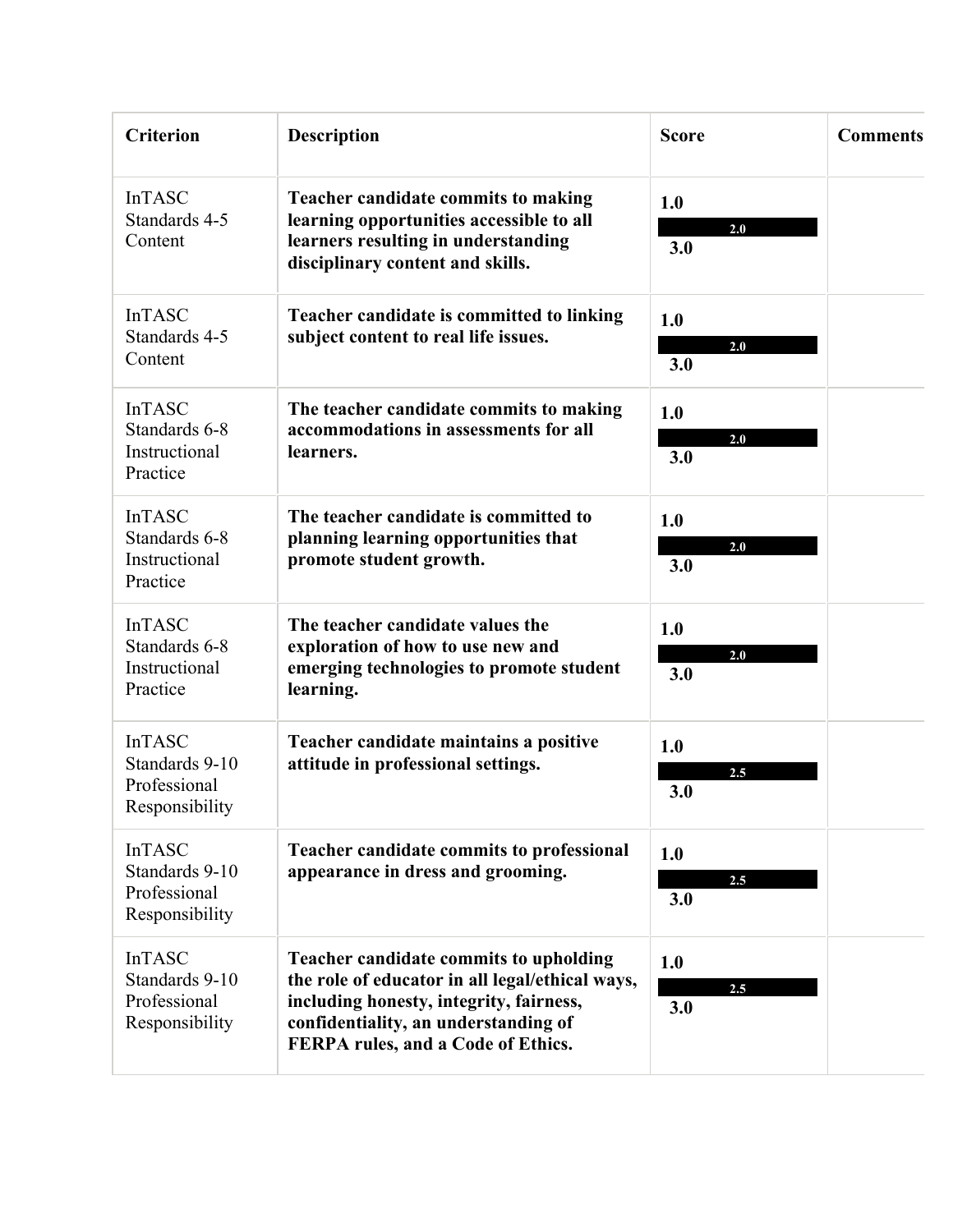| Criterion | Description | Score | Comments |
|---|---|---|---|
| InTASC Standards 4-5 Content | **Teacher candidate commits to making learning opportunities accessible to all learners resulting in understanding disciplinary content and skills.** | **1.0** 2.0 **3.0** | |
| InTASC Standards 4-5 Content | **Teacher candidate is committed to linking subject content to real life issues.** | **1.0** 2.0 **3.0** | |
| InTASC Standards 6-8 Instructional Practice | **The teacher candidate commits to making accommodations in assessments for all learners.** | **1.0** 2.0 **3.0** | |
| InTASC Standards 6-8 Instructional Practice | **The teacher candidate is committed to planning learning opportunities that promote student growth.** | **1.0** 2.0 **3.0** | |
| InTASC Standards 6-8 Instructional Practice | **The teacher candidate values the exploration of how to use new and emerging technologies to promote student learning.** | **1.0** 2.0 **3.0** | |
| InTASC Standards 9-10 Professional Responsibility | **Teacher candidate maintains a positive attitude in professional settings.** | **1.0** 2.5 **3.0** | |
| InTASC Standards 9-10 Professional Responsibility | **Teacher candidate commits to professional appearance in dress and grooming.** | **1.0** 2.5 **3.0** | |
| InTASC Standards 9-10 Professional Responsibility | **Teacher candidate commits to upholding the role of educator in all legal/ethical ways, including honesty, integrity, fairness, confidentiality, an understanding of FERPA rules, and a Code of Ethics.** | **1.0** 2.5 **3.0** | |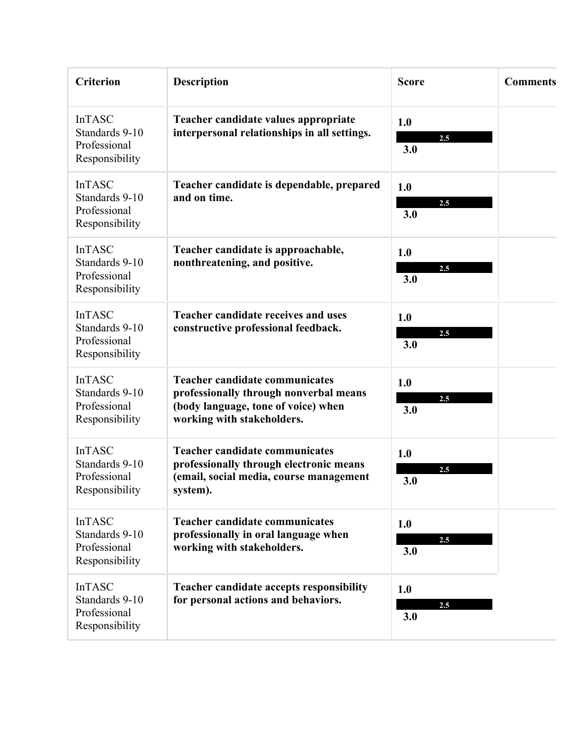| Criterion | Description | Score | Comments |
|---|---|---|---|
| InTASC Standards 9-10 Professional Responsibility | **Teacher candidate values appropriate interpersonal relationships in all settings.** | **1.0** 2.5 **3.0** | |
| InTASC Standards 9-10 Professional Responsibility | **Teacher candidate is dependable, prepared and on time.** | **1.0** 2.5 **3.0** | |
| InTASC Standards 9-10 Professional Responsibility | **Teacher candidate is approachable, nonthreatening, and positive.** | **1.0** 2.5 **3.0** | |
| InTASC Standards 9-10 Professional Responsibility | **Teacher candidate receives and uses constructive professional feedback.** | **1.0** 2.5 **3.0** | |
| InTASC Standards 9-10 Professional Responsibility | **Teacher candidate communicates professionally through nonverbal means (body language, tone of voice) when working with stakeholders.** | **1.0** 2.5 **3.0** | |
| InTASC Standards 9-10 Professional Responsibility | **Teacher candidate communicates professionally through electronic means (email, social media, course management system).** | **1.0** 2.5 **3.0** | |
| InTASC Standards 9-10 Professional Responsibility | **Teacher candidate communicates professionally in oral language when working with stakeholders.** | **1.0** 2.5 **3.0** | |
| InTASC Standards 9-10 Professional Responsibility | **Teacher candidate accepts responsibility for personal actions and behaviors.** | **1.0** 2.5 **3.0** | |